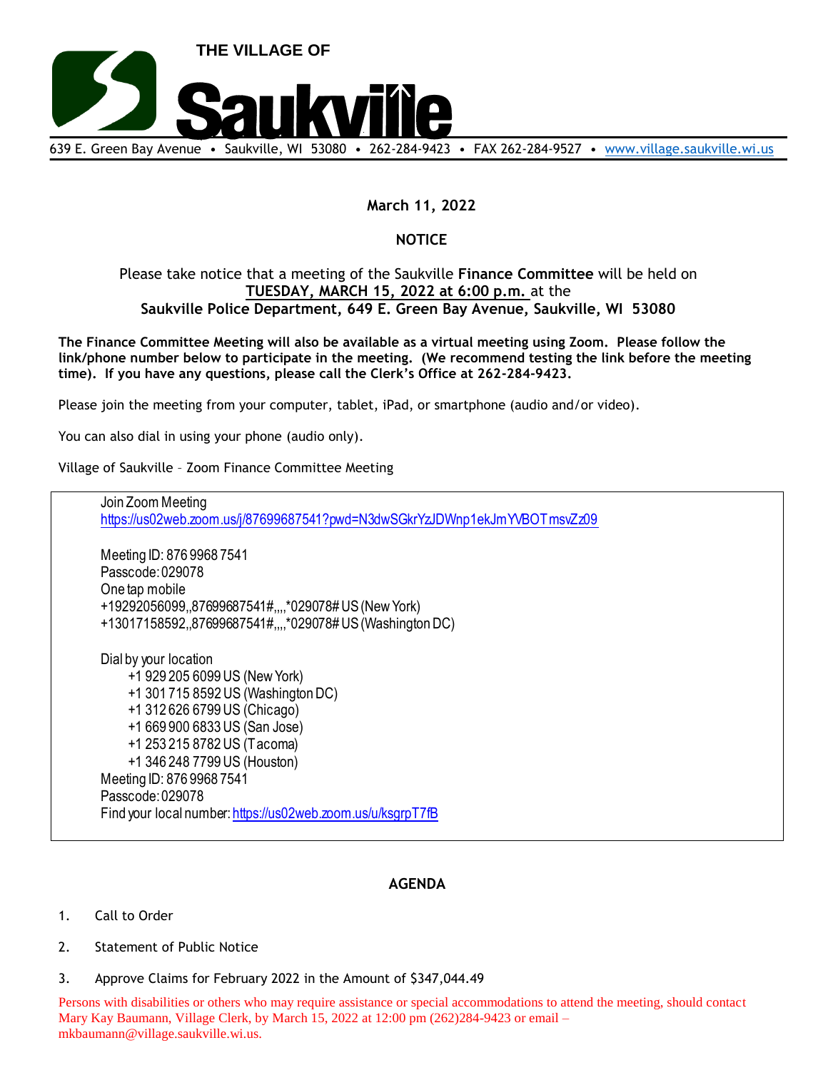THE VILLAGE OF

# Saukville

639 E. Green Bay Avenue • Saukville, WI 53080 • 262-284-9423 • FAX 262-284-9527 • www.village.saukville.wi.us

**March 11, 2022**

**NOTICE**

Please take notice that a meeting of the Saukville **Finance Committee** will be held on **TUESDAY, MARCH 15, 2022 at 6:00 p.m.** at the **Saukville Police Department, 649 E. Green Bay Avenue, Saukville, WI 53080**

**The Finance Committee Meeting will also be available as a virtual meeting using Zoom. Please follow the link/phone number below to participate in the meeting. (We recommend testing the link before the meeting time). If you have any questions, please call the Clerk's Office at 262-284-9423.**

Please join the meeting from your computer, tablet, iPad, or smartphone (audio and/or video).

You can also dial in using your phone (audio only).

Village of Saukville – Zoom Finance Committee Meeting

Join Zoom Meeting
https://us02web.zoom.us/j/87699687541?pwd=N3dwSGkrYzJDWnp1ekJmYVBOTmsvZz09

Meeting ID: 876 9968 7541
Passcode: 029078
One tap mobile
+19292056099,,87699687541#,,,,*029078# US (New York)
+13017158592,,87699687541#,,,,*029078# US (Washington DC)

Dial by your location
- +1 929 205 6099 US (New York)
- +1 301 715 8592 US (Washington DC)
- +1 312 626 6799 US (Chicago)
- +1 669 900 6833 US (San Jose)
- +1 253 215 8782 US (Tacoma)
- +1 346 248 7799 US (Houston)

Meeting ID: 876 9968 7541
Passcode: 029078
Find your local number: https://us02web.zoom.us/u/ksgrpT7fB

**AGENDA**

1. Call to Order
2. Statement of Public Notice
3. Approve Claims for February 2022 in the Amount of $347,044.49

Persons with disabilities or others who may require assistance or special accommodations to attend the meeting, should contact Mary Kay Baumann, Village Clerk, by March 15, 2022 at 12:00 pm (262)284-9423 or email – mkbaumann@village.saukville.wi.us.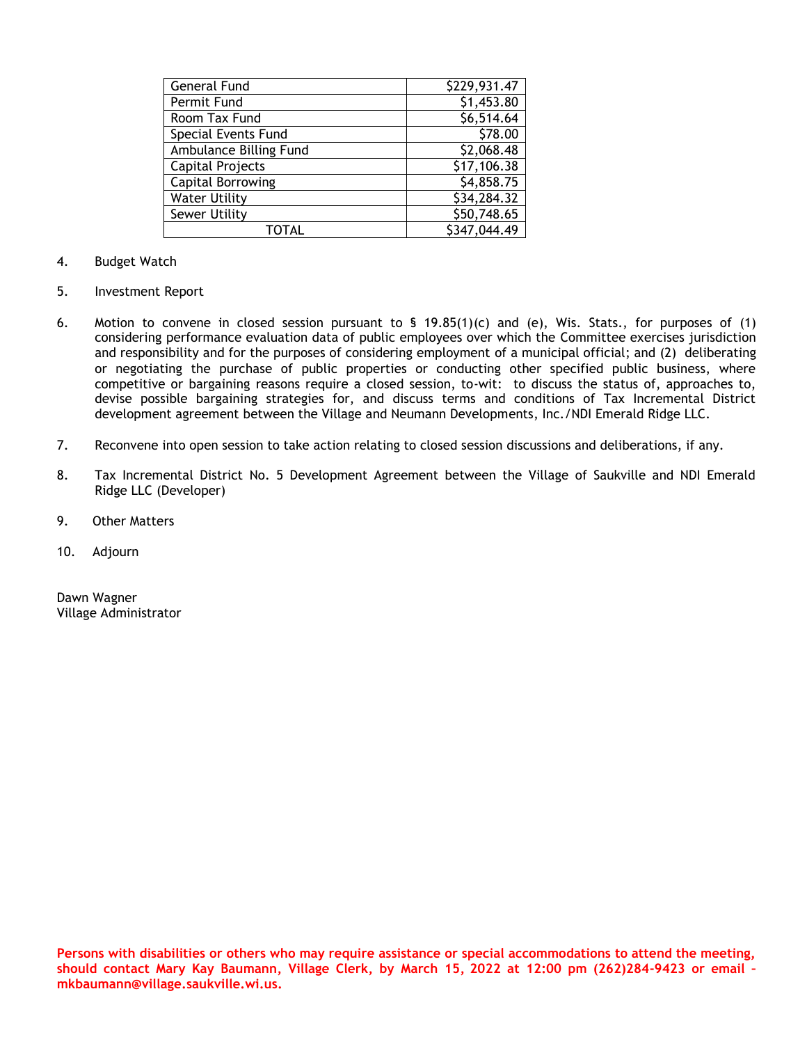| | |
|---|---|
| General Fund | $229,931.47 |
| Permit Fund | $1,453.80 |
| Room Tax Fund | $6,514.64 |
| Special Events Fund | $78.00 |
| Ambulance Billing Fund | $2,068.48 |
| Capital Projects | $17,106.38 |
| Capital Borrowing | $4,858.75 |
| Water Utility | $34,284.32 |
| Sewer Utility | $50,748.65 |
| TOTAL | $347,044.49 |

4. Budget Watch

5. Investment Report

6. Motion to convene in closed session pursuant to § 19.85(1)(c) and (e), Wis. Stats., for purposes of (1) considering performance evaluation data of public employees over which the Committee exercises jurisdiction and responsibility and for the purposes of considering employment of a municipal official; and (2) deliberating or negotiating the purchase of public properties or conducting other specified public business, where competitive or bargaining reasons require a closed session, to-wit: to discuss the status of, approaches to, devise possible bargaining strategies for, and discuss terms and conditions of Tax Incremental District development agreement between the Village and Neumann Developments, Inc./NDI Emerald Ridge LLC.

7. Reconvene into open session to take action relating to closed session discussions and deliberations, if any.

8. Tax Incremental District No. 5 Development Agreement between the Village of Saukville and NDI Emerald Ridge LLC (Developer)

9. Other Matters

10. Adjourn

Dawn Wagner
Village Administrator

**Persons with disabilities or others who may require assistance or special accommodations to attend the meeting, should contact Mary Kay Baumann, Village Clerk, by March 15, 2022 at 12:00 pm (262)284-9423 or email – mkbaumann@village.saukville.wi.us.**